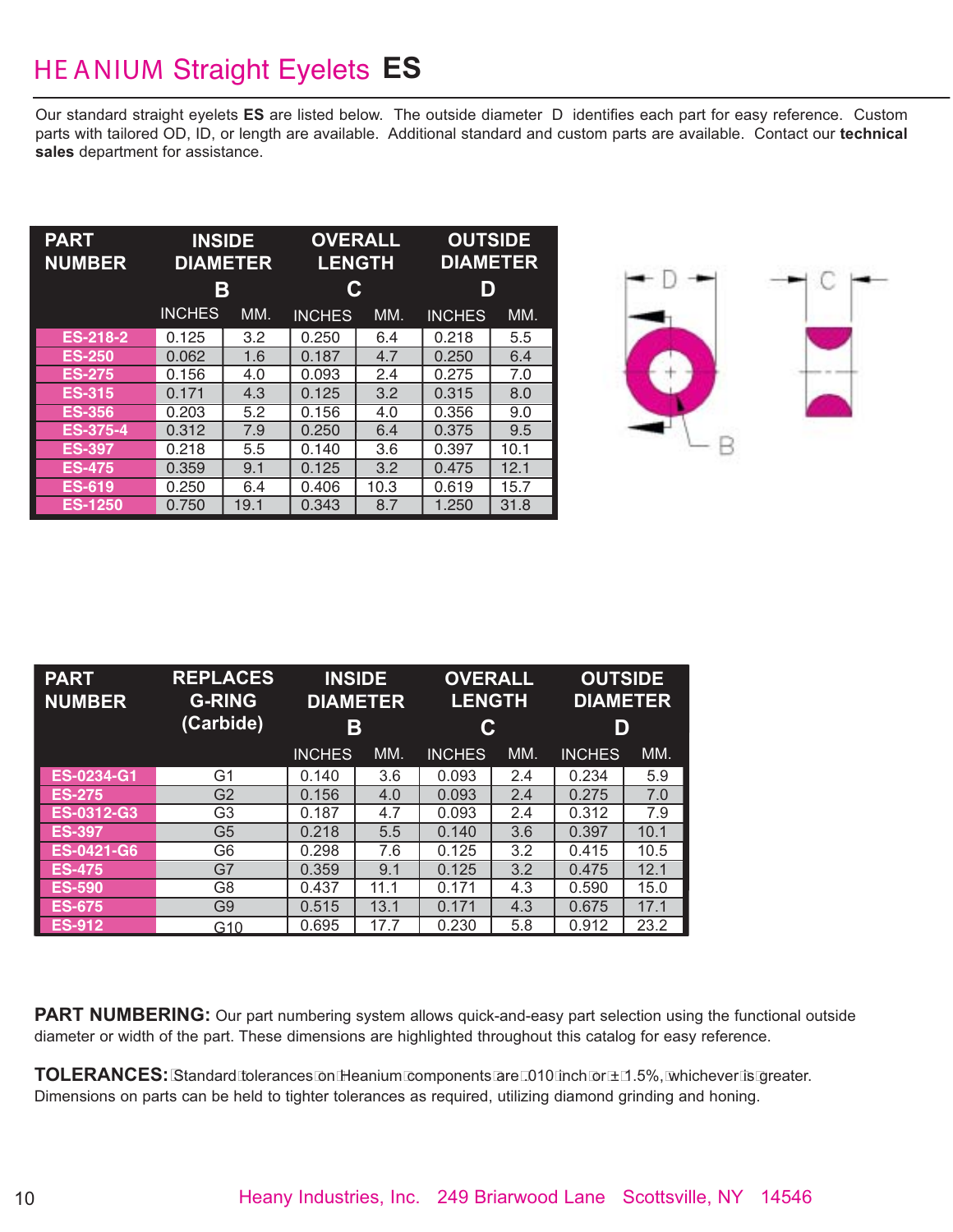# HEANIUM Straight Eyelets ES

Our standard straight eyelets **ES** are listed below. The outside diameter D identifies each part for easy reference. Custom parts with tailored OD, ID, or length are available. Additional standard and custom parts are available. Contact our **technical sales** department for assistance.

| PART NUMBER | INSIDE DIAMETER B | | OVERALL LENGTH C | | OUTSIDE DIAMETER D | |
|---|---|---|---|---|---|---|
| | INCHES | MM. | INCHES | MM. | INCHES | MM. |
| ES-218-2 | 0.125 | 3.2 | 0.250 | 6.4 | 0.218 | 5.5 |
| ES-250 | 0.062 | 1.6 | 0.187 | 4.7 | 0.250 | 6.4 |
| ES-275 | 0.156 | 4.0 | 0.093 | 2.4 | 0.275 | 7.0 |
| ES-315 | 0.171 | 4.3 | 0.125 | 3.2 | 0.315 | 8.0 |
| ES-356 | 0.203 | 5.2 | 0.156 | 4.0 | 0.356 | 9.0 |
| ES-375-4 | 0.312 | 7.9 | 0.250 | 6.4 | 0.375 | 9.5 |
| ES-397 | 0.218 | 5.5 | 0.140 | 3.6 | 0.397 | 10.1 |
| ES-475 | 0.359 | 9.1 | 0.125 | 3.2 | 0.475 | 12.1 |
| ES-619 | 0.250 | 6.4 | 0.406 | 10.3 | 0.619 | 15.7 |
| ES-1250 | 0.750 | 19.1 | 0.343 | 8.7 | 1.250 | 31.8 |

| PART NUMBER | REPLACES G-RING (Carbide) | INSIDE DIAMETER B | | OVERALL LENGTH C | | OUTSIDE DIAMETER D | |
|---|---|---|---|---|---|---|---|
| | | INCHES | MM. | INCHES | MM. | INCHES | MM. |
| ES-0234-G1 | G1 | 0.140 | 3.6 | 0.093 | 2.4 | 0.234 | 5.9 |
| ES-275 | G2 | 0.156 | 4.0 | 0.093 | 2.4 | 0.275 | 7.0 |
| ES-0312-G3 | G3 | 0.187 | 4.7 | 0.093 | 2.4 | 0.312 | 7.9 |
| ES-397 | G5 | 0.218 | 5.5 | 0.140 | 3.6 | 0.397 | 10.1 |
| ES-0421-G6 | G6 | 0.298 | 7.6 | 0.125 | 3.2 | 0.415 | 10.5 |
| ES-475 | G7 | 0.359 | 9.1 | 0.125 | 3.2 | 0.475 | 12.1 |
| ES-590 | G8 | 0.437 | 11.1 | 0.171 | 4.3 | 0.590 | 15.0 |
| ES-675 | G9 | 0.515 | 13.1 | 0.171 | 4.3 | 0.675 | 17.1 |
| ES-912 | G10 | 0.695 | 17.7 | 0.230 | 5.8 | 0.912 | 23.2 |

**PART NUMBERING:** Our part numbering system allows quick-and-easy part selection using the functional outside diameter or width of the part. These dimensions are highlighted throughout this catalog for easy reference.

**TOLERANCES:** Standard tolerances on Heanium components are .010 inch or ±1.5%, whichever is greater. Dimensions on parts can be held to tighter tolerances as required, utilizing diamond grinding and honing.

Heany Industries, Inc. 249 Briarwood Lane Scottsville, NY 14546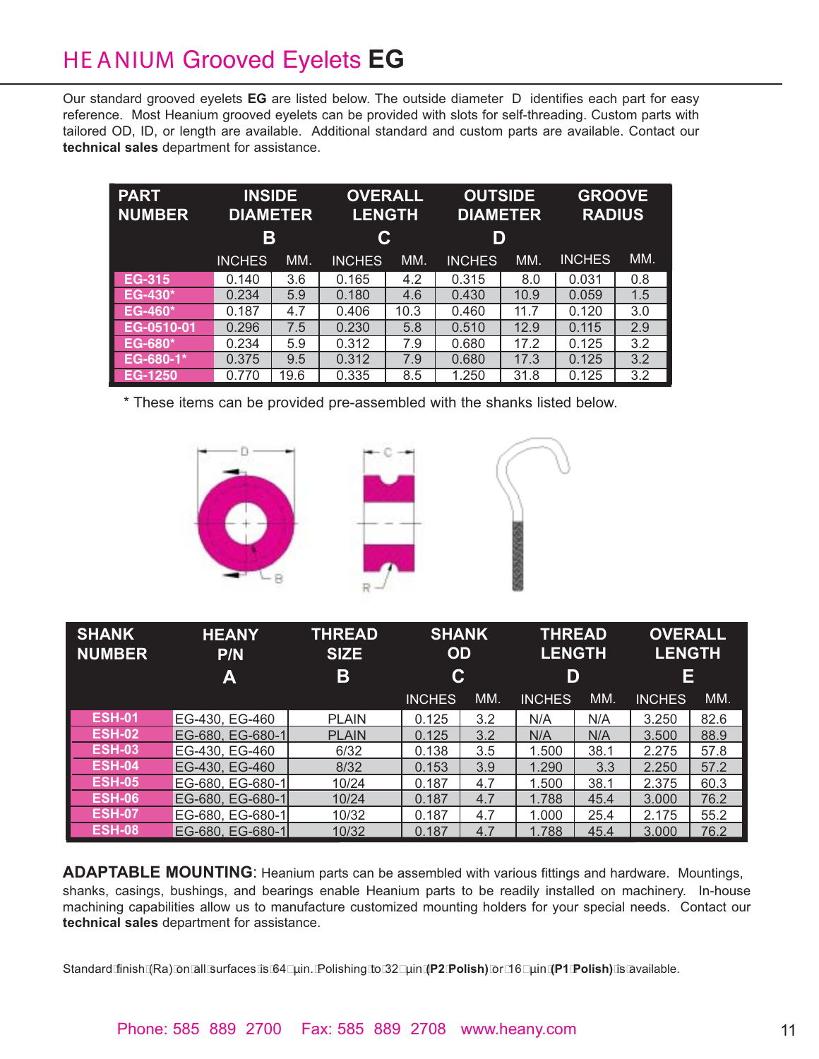# HEANIUM Grooved Eyelets **EG**

Our standard grooved eyelets **EG** are listed below. The outside diameter D identifies each part for easy reference. Most Heanium grooved eyelets can be provided with slots for self-threading. Custom parts with tailored OD, ID, or length are available. Additional standard and custom parts are available. Contact our **technical sales** department for assistance.

| PART NUMBER | INSIDE DIAMETER B | | OVERALL LENGTH C | | OUTSIDE DIAMETER D | | GROOVE RADIUS | |
|---|---|---|---|---|---|---|---|---|
| | INCHES | MM. | INCHES | MM. | INCHES | MM. | INCHES | MM. |
| EG-315 | 0.140 | 3.6 | 0.165 | 4.2 | 0.315 | 8.0 | 0.031 | 0.8 |
| EG-430* | 0.234 | 5.9 | 0.180 | 4.6 | 0.430 | 10.9 | 0.059 | 1.5 |
| EG-460* | 0.187 | 4.7 | 0.406 | 10.3 | 0.460 | 11.7 | 0.120 | 3.0 |
| EG-0510-01 | 0.296 | 7.5 | 0.230 | 5.8 | 0.510 | 12.9 | 0.115 | 2.9 |
| EG-680* | 0.234 | 5.9 | 0.312 | 7.9 | 0.680 | 17.2 | 0.125 | 3.2 |
| EG-680-1* | 0.375 | 9.5 | 0.312 | 7.9 | 0.680 | 17.3 | 0.125 | 3.2 |
| EG-1250 | 0.770 | 19.6 | 0.335 | 8.5 | 1.250 | 31.8 | 0.125 | 3.2 |

\* These items can be provided pre-assembled with the shanks listed below.

| SHANK NUMBER | HEANY P/N A | THREAD SIZE B | SHANK OD C | | THREAD LENGTH D | | OVERALL LENGTH E | |
|---|---|---|---|---|---|---|---|---|
| | | | INCHES | MM. | INCHES | MM. | INCHES | MM. |
| ESH-01 | EG-430, EG-460 | PLAIN | 0.125 | 3.2 | N/A | N/A | 3.250 | 82.6 |
| ESH-02 | EG-680, EG-680-1 | PLAIN | 0.125 | 3.2 | N/A | N/A | 3.500 | 88.9 |
| ESH-03 | EG-430, EG-460 | 6/32 | 0.138 | 3.5 | 1.500 | 38.1 | 2.275 | 57.8 |
| ESH-04 | EG-430, EG-460 | 8/32 | 0.153 | 3.9 | 1.290 | 3.3 | 2.250 | 57.2 |
| ESH-05 | EG-680, EG-680-1 | 10/24 | 0.187 | 4.7 | 1.500 | 38.1 | 2.375 | 60.3 |
| ESH-06 | EG-680, EG-680-1 | 10/24 | 0.187 | 4.7 | 1.788 | 45.4 | 3.000 | 76.2 |
| ESH-07 | EG-680, EG-680-1 | 10/32 | 0.187 | 4.7 | 1.000 | 25.4 | 2.175 | 55.2 |
| ESH-08 | EG-680, EG-680-1 | 10/32 | 0.187 | 4.7 | 1.788 | 45.4 | 3.000 | 76.2 |

**ADAPTABLE MOUNTING**: Heanium parts can be assembled with various fittings and hardware. Mountings, shanks, casings, bushings, and bearings enable Heanium parts to be readily installed on machinery. In-house machining capabilities allow us to manufacture customized mounting holders for your special needs. Contact our **technical sales** department for assistance.

Standard finish (Ra) on all surfaces is 64 µin. Polishing to 32 µin **(P2 Polish)** or 16 µin **(P1 Polish)** is available.

Phone: 585 889 2700 Fax: 585 889 2708 www.heany.com